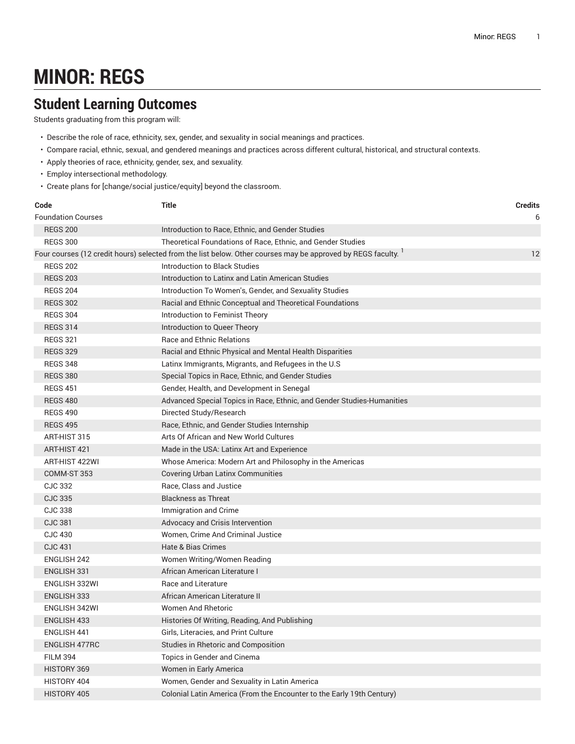# MINOR: REGS

## Student Learning Outcomes

Students graduating from this program will:

- Describe the role of race, ethnicity, sex, gender, and sexuality in social meanings and practices.
- Compare racial, ethnic, sexual, and gendered meanings and practices across different cultural, historical, and structural contexts.
- Apply theories of race, ethnicity, gender, sex, and sexuality.
- Employ intersectional methodology.
- Create plans for [change/social justice/equity] beyond the classroom.

| Code | Title | Credits |
| --- | --- | --- |
| Foundation Courses | | 6 |
| REGS 200 | Introduction to Race, Ethnic, and Gender Studies | |
| REGS 300 | Theoretical Foundations of Race, Ethnic, and Gender Studies | |
| Four courses (12 credit hours) selected from the list below. Other courses may be approved by REGS faculty. [1] | | 12 |
| REGS 202 | Introduction to Black Studies | |
| REGS 203 | Introduction to Latinx and Latin American Studies | |
| REGS 204 | Introduction To Women's, Gender, and Sexuality Studies | |
| REGS 302 | Racial and Ethnic Conceptual and Theoretical Foundations | |
| REGS 304 | Introduction to Feminist Theory | |
| REGS 314 | Introduction to Queer Theory | |
| REGS 321 | Race and Ethnic Relations | |
| REGS 329 | Racial and Ethnic Physical and Mental Health Disparities | |
| REGS 348 | Latinx Immigrants, Migrants, and Refugees in the U.S | |
| REGS 380 | Special Topics in Race, Ethnic, and Gender Studies | |
| REGS 451 | Gender, Health, and Development in Senegal | |
| REGS 480 | Advanced Special Topics in Race, Ethnic, and Gender Studies-Humanities | |
| REGS 490 | Directed Study/Research | |
| REGS 495 | Race, Ethnic, and Gender Studies Internship | |
| ART-HIST 315 | Arts Of African and New World Cultures | |
| ART-HIST 421 | Made in the USA: Latinx Art and Experience | |
| ART-HIST 422WI | Whose America: Modern Art and Philosophy in the Americas | |
| COMM-ST 353 | Covering Urban Latinx Communities | |
| CJC 332 | Race, Class and Justice | |
| CJC 335 | Blackness as Threat | |
| CJC 338 | Immigration and Crime | |
| CJC 381 | Advocacy and Crisis Intervention | |
| CJC 430 | Women, Crime And Criminal Justice | |
| CJC 431 | Hate & Bias Crimes | |
| ENGLISH 242 | Women Writing/Women Reading | |
| ENGLISH 331 | African American Literature I | |
| ENGLISH 332WI | Race and Literature | |
| ENGLISH 333 | African American Literature II | |
| ENGLISH 342WI | Women And Rhetoric | |
| ENGLISH 433 | Histories Of Writing, Reading, And Publishing | |
| ENGLISH 441 | Girls, Literacies, and Print Culture | |
| ENGLISH 477RC | Studies in Rhetoric and Composition | |
| FILM 394 | Topics in Gender and Cinema | |
| HISTORY 369 | Women in Early America | |
| HISTORY 404 | Women, Gender and Sexuality in Latin America | |
| HISTORY 405 | Colonial Latin America (From the Encounter to the Early 19th Century) | |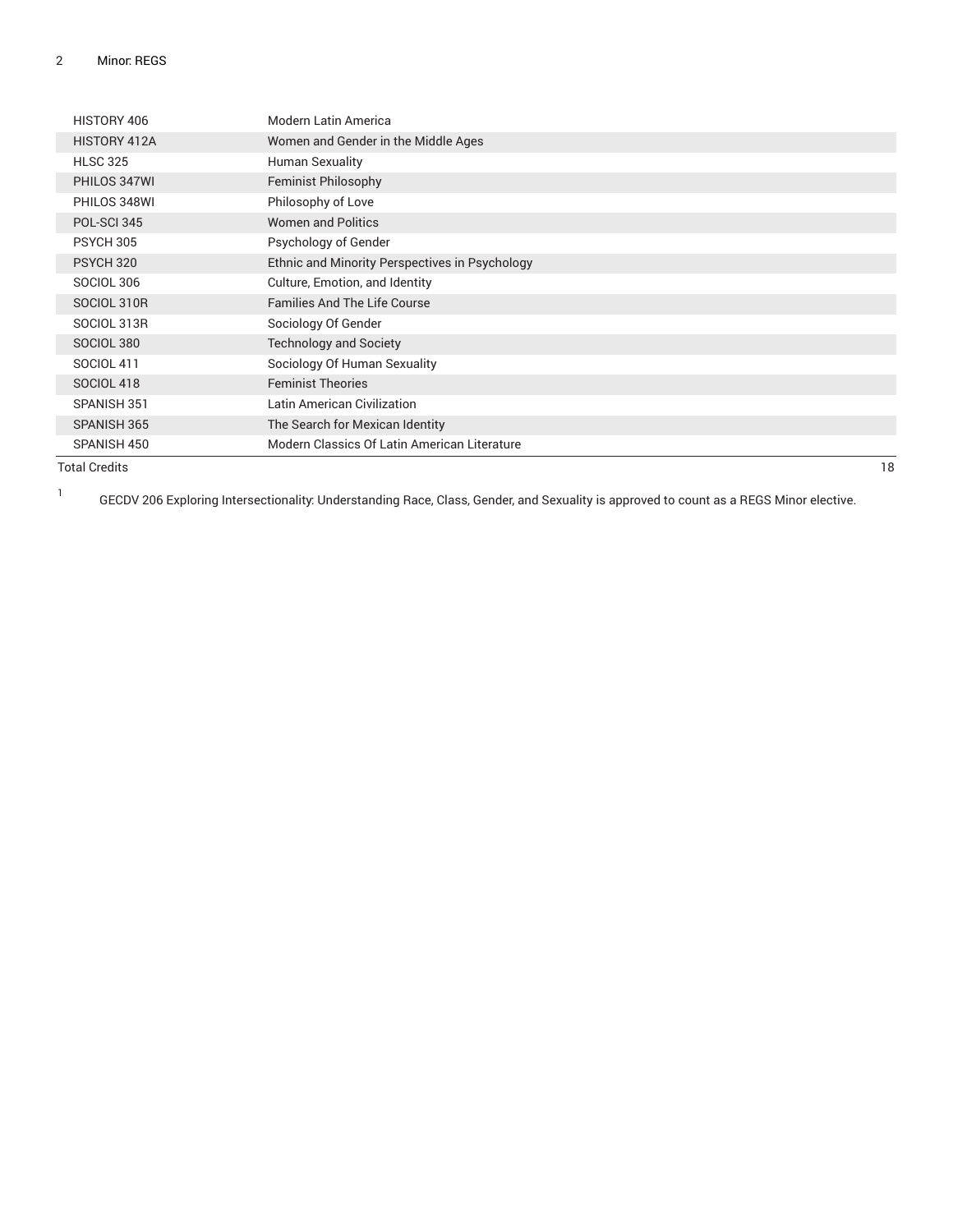| | | |
|---|---|---|
| HISTORY 406 | Modern Latin America | |
| HISTORY 412A | Women and Gender in the Middle Ages | |
| HLSC 325 | Human Sexuality | |
| PHILOS 347WI | Feminist Philosophy | |
| PHILOS 348WI | Philosophy of Love | |
| POL-SCI 345 | Women and Politics | |
| PSYCH 305 | Psychology of Gender | |
| PSYCH 320 | Ethnic and Minority Perspectives in Psychology | |
| SOCIOL 306 | Culture, Emotion, and Identity | |
| SOCIOL 310R | Families And The Life Course | |
| SOCIOL 313R | Sociology Of Gender | |
| SOCIOL 380 | Technology and Society | |
| SOCIOL 411 | Sociology Of Human Sexuality | |
| SOCIOL 418 | Feminist Theories | |
| SPANISH 351 | Latin American Civilization | |
| SPANISH 365 | The Search for Mexican Identity | |
| SPANISH 450 | Modern Classics Of Latin American Literature | |
| Total Credits | | 18 |

[1] GECDV 206 Exploring Intersectionality: Understanding Race, Class, Gender, and Sexuality is approved to count as a REGS Minor elective.